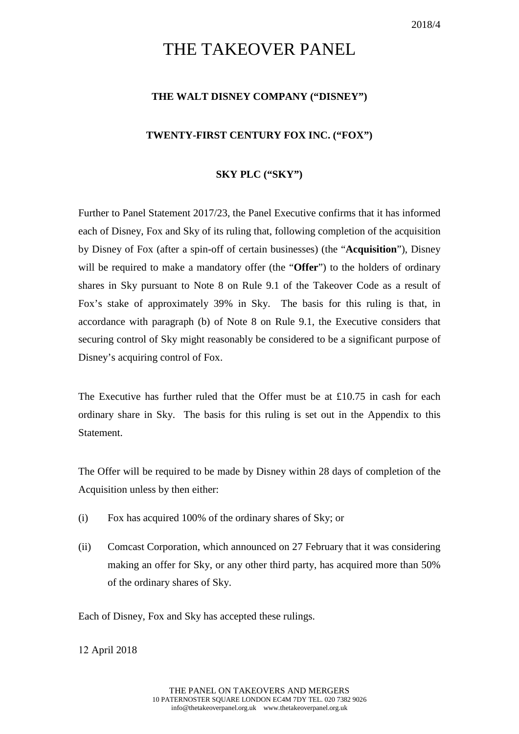2018/4

# THE TAKEOVER PANEL

**THE WALT DISNEY COMPANY ("DISNEY")**

**TWENTY-FIRST CENTURY FOX INC. ("FOX")**

**SKY PLC ("SKY")**

Further to Panel Statement 2017/23, the Panel Executive confirms that it has informed each of Disney, Fox and Sky of its ruling that, following completion of the acquisition by Disney of Fox (after a spin-off of certain businesses) (the "**Acquisition**"), Disney will be required to make a mandatory offer (the "**Offer**") to the holders of ordinary shares in Sky pursuant to Note 8 on Rule 9.1 of the Takeover Code as a result of Fox's stake of approximately 39% in Sky. The basis for this ruling is that, in accordance with paragraph (b) of Note 8 on Rule 9.1, the Executive considers that securing control of Sky might reasonably be considered to be a significant purpose of Disney's acquiring control of Fox.

The Executive has further ruled that the Offer must be at £10.75 in cash for each ordinary share in Sky. The basis for this ruling is set out in the Appendix to this Statement.

The Offer will be required to be made by Disney within 28 days of completion of the Acquisition unless by then either:

(i) Fox has acquired 100% of the ordinary shares of Sky; or

(ii) Comcast Corporation, which announced on 27 February that it was considering making an offer for Sky, or any other third party, has acquired more than 50% of the ordinary shares of Sky.

Each of Disney, Fox and Sky has accepted these rulings.

12 April 2018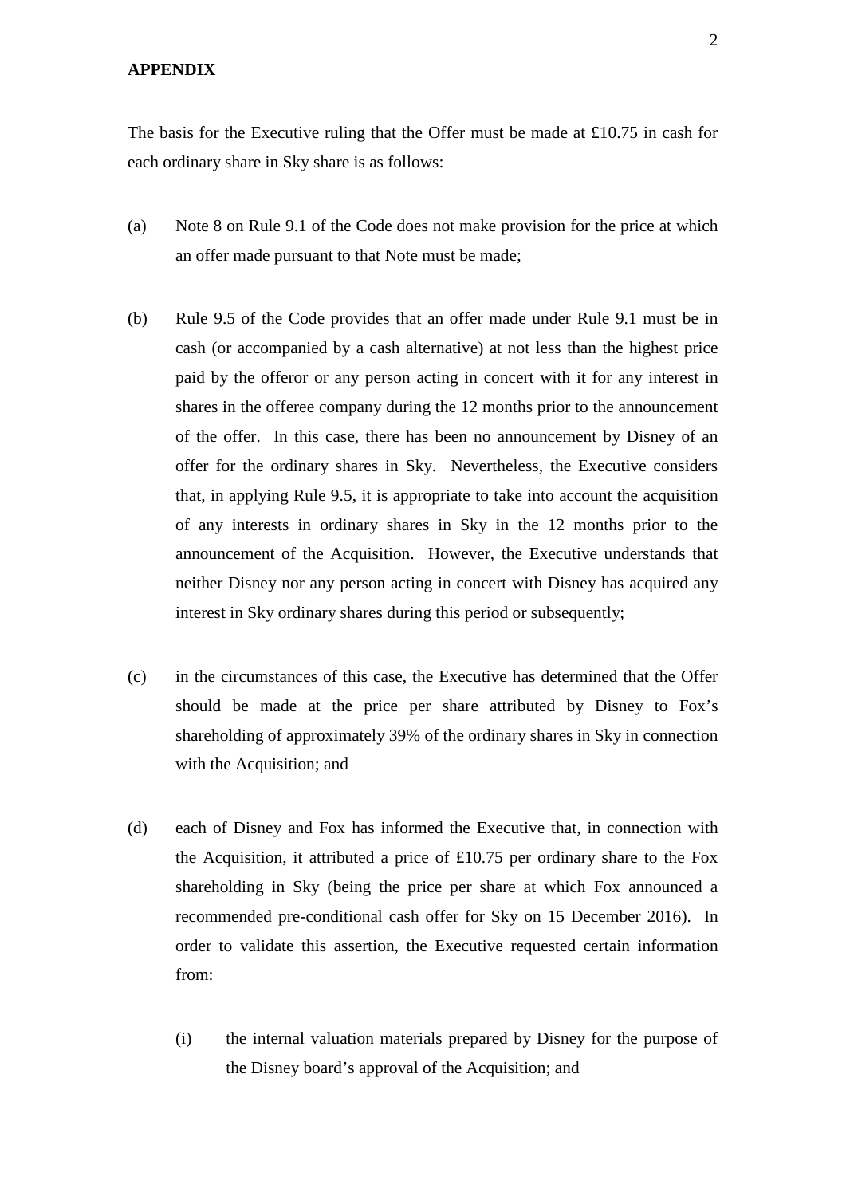**APPENDIX**

The basis for the Executive ruling that the Offer must be made at £10.75 in cash for each ordinary share in Sky share is as follows:

(a) Note 8 on Rule 9.1 of the Code does not make provision for the price at which an offer made pursuant to that Note must be made;

(b) Rule 9.5 of the Code provides that an offer made under Rule 9.1 must be in cash (or accompanied by a cash alternative) at not less than the highest price paid by the offeror or any person acting in concert with it for any interest in shares in the offeree company during the 12 months prior to the announcement of the offer. In this case, there has been no announcement by Disney of an offer for the ordinary shares in Sky. Nevertheless, the Executive considers that, in applying Rule 9.5, it is appropriate to take into account the acquisition of any interests in ordinary shares in Sky in the 12 months prior to the announcement of the Acquisition. However, the Executive understands that neither Disney nor any person acting in concert with Disney has acquired any interest in Sky ordinary shares during this period or subsequently;

(c) in the circumstances of this case, the Executive has determined that the Offer should be made at the price per share attributed by Disney to Fox's shareholding of approximately 39% of the ordinary shares in Sky in connection with the Acquisition; and

(d) each of Disney and Fox has informed the Executive that, in connection with the Acquisition, it attributed a price of £10.75 per ordinary share to the Fox shareholding in Sky (being the price per share at which Fox announced a recommended pre-conditional cash offer for Sky on 15 December 2016). In order to validate this assertion, the Executive requested certain information from:

    (i) the internal valuation materials prepared by Disney for the purpose of the Disney board's approval of the Acquisition; and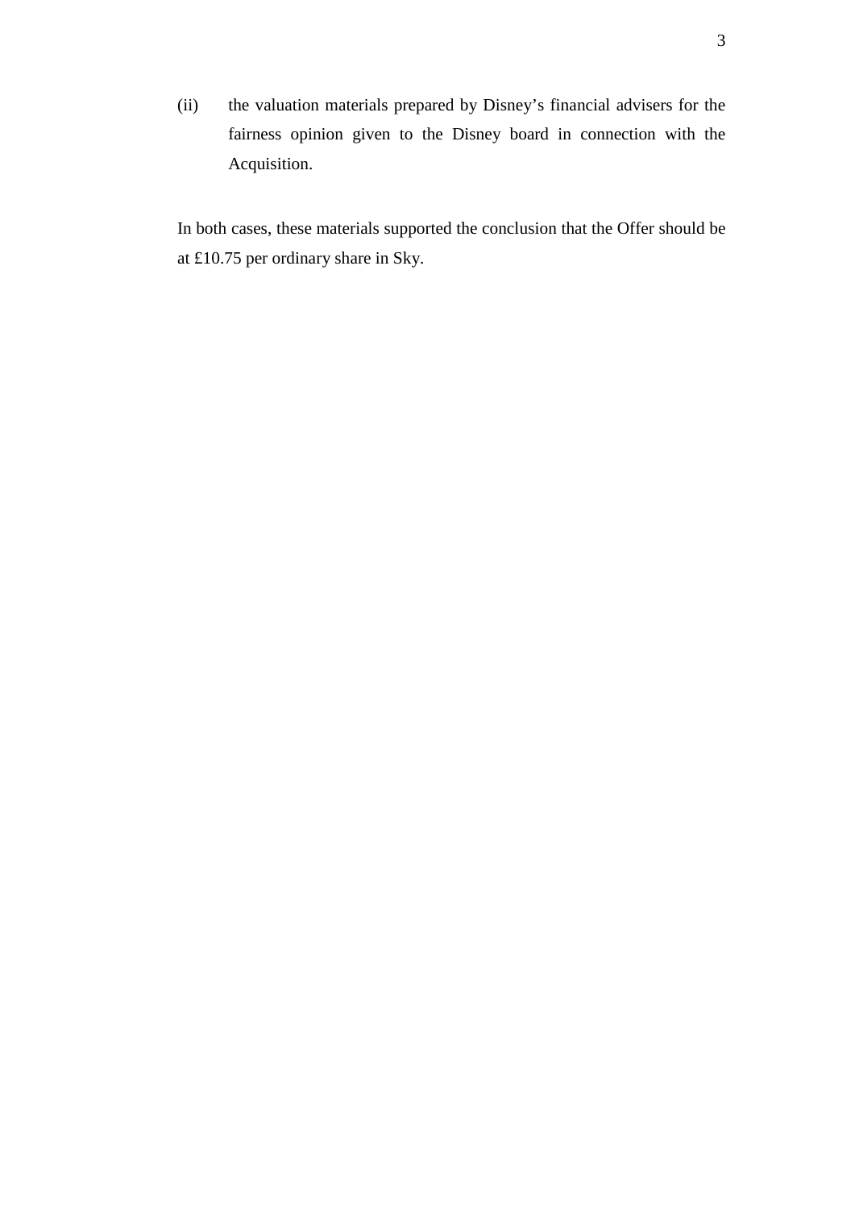(ii) the valuation materials prepared by Disney's financial advisers for the fairness opinion given to the Disney board in connection with the Acquisition.

In both cases, these materials supported the conclusion that the Offer should be at £10.75 per ordinary share in Sky.